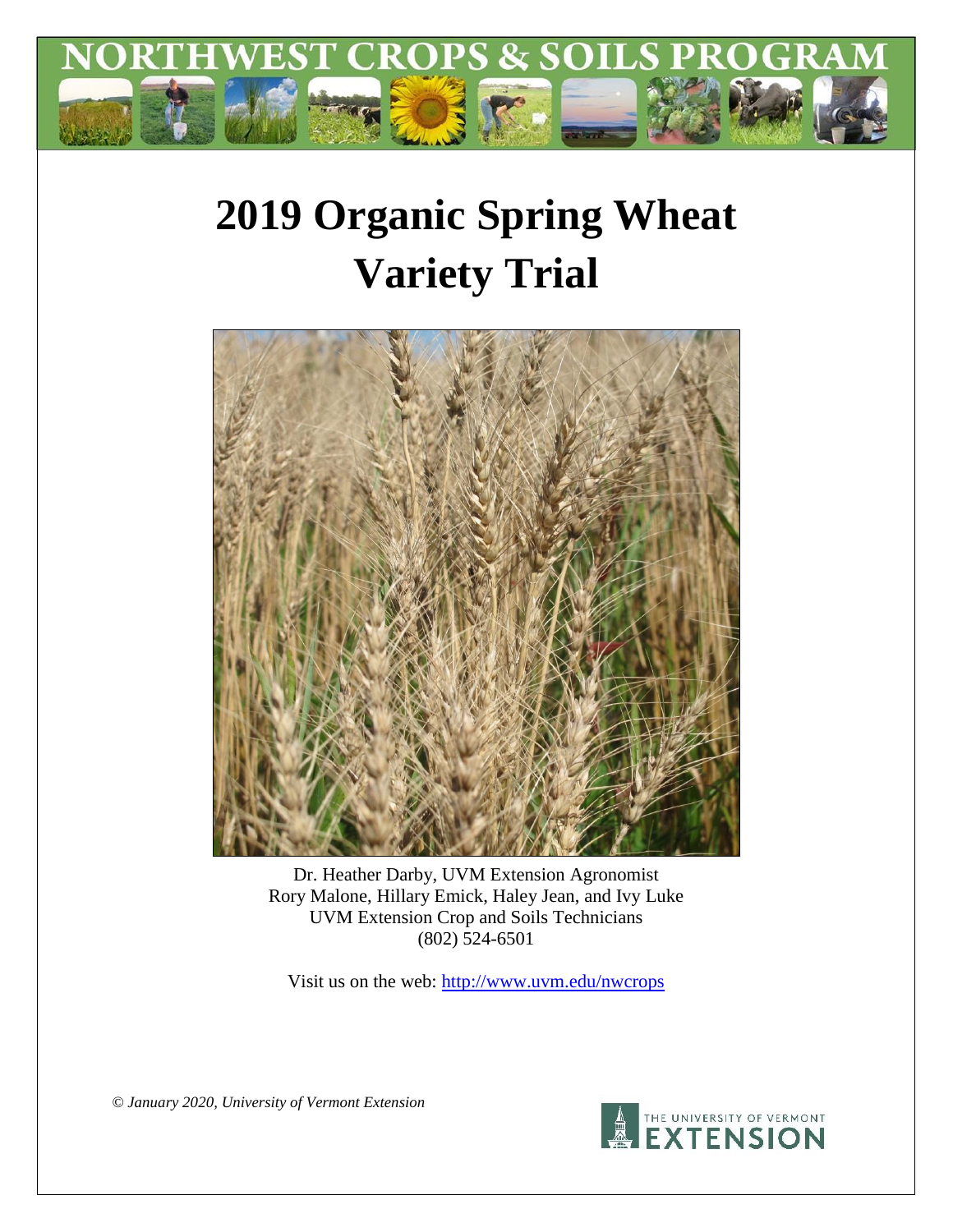NORTHWEST CROPS & SOILS PROGRAM

# 2019 Organic Spring Wheat Variety Trial

Dr. Heather Darby, UVM Extension Agronomist
Rory Malone, Hillary Emick, Haley Jean, and Ivy Luke
UVM Extension Crop and Soils Technicians
(802) 524-6501

Visit us on the web: http://www.uvm.edu/nwcrops

*© January 2020, University of Vermont Extension*

THE UNIVERSITY OF VERMONT EXTENSION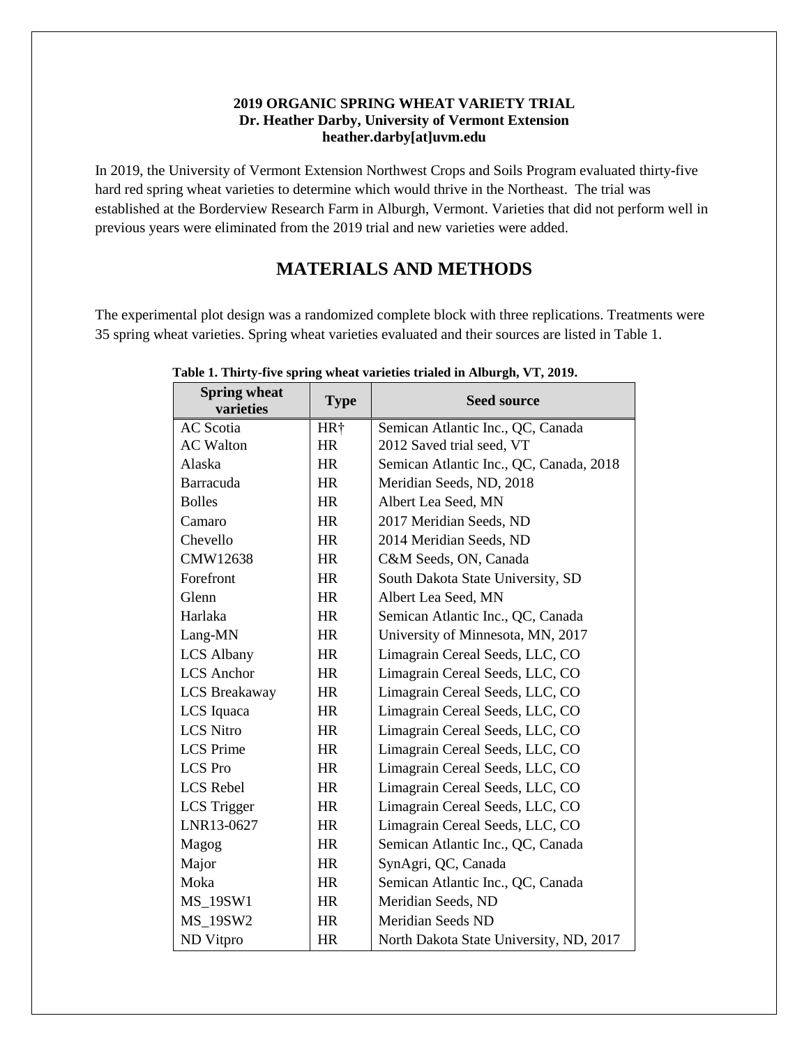**2019 ORGANIC SPRING WHEAT VARIETY TRIAL**
**Dr. Heather Darby, University of Vermont Extension**
**heather.darby[at]uvm.edu**

In 2019, the University of Vermont Extension Northwest Crops and Soils Program evaluated thirty-five hard red spring wheat varieties to determine which would thrive in the Northeast. The trial was established at the Borderview Research Farm in Alburgh, Vermont. Varieties that did not perform well in previous years were eliminated from the 2019 trial and new varieties were added.

# MATERIALS AND METHODS

The experimental plot design was a randomized complete block with three replications. Treatments were 35 spring wheat varieties. Spring wheat varieties evaluated and their sources are listed in Table 1.

**Table 1. Thirty-five spring wheat varieties trialed in Alburgh, VT, 2019.**

| Spring wheat varieties | Type | Seed source |
|---|---|---|
| AC Scotia | HR† | Semican Atlantic Inc., QC, Canada |
| AC Walton | HR | 2012 Saved trial seed, VT |
| Alaska | HR | Semican Atlantic Inc., QC, Canada, 2018 |
| Barracuda | HR | Meridian Seeds, ND, 2018 |
| Bolles | HR | Albert Lea Seed, MN |
| Camaro | HR | 2017 Meridian Seeds, ND |
| Chevello | HR | 2014 Meridian Seeds, ND |
| CMW12638 | HR | C&M Seeds, ON, Canada |
| Forefront | HR | South Dakota State University, SD |
| Glenn | HR | Albert Lea Seed, MN |
| Harlaka | HR | Semican Atlantic Inc., QC, Canada |
| Lang-MN | HR | University of Minnesota, MN, 2017 |
| LCS Albany | HR | Limagrain Cereal Seeds, LLC, CO |
| LCS Anchor | HR | Limagrain Cereal Seeds, LLC, CO |
| LCS Breakaway | HR | Limagrain Cereal Seeds, LLC, CO |
| LCS Iquaca | HR | Limagrain Cereal Seeds, LLC, CO |
| LCS Nitro | HR | Limagrain Cereal Seeds, LLC, CO |
| LCS Prime | HR | Limagrain Cereal Seeds, LLC, CO |
| LCS Pro | HR | Limagrain Cereal Seeds, LLC, CO |
| LCS Rebel | HR | Limagrain Cereal Seeds, LLC, CO |
| LCS Trigger | HR | Limagrain Cereal Seeds, LLC, CO |
| LNR13-0627 | HR | Limagrain Cereal Seeds, LLC, CO |
| Magog | HR | Semican Atlantic Inc., QC, Canada |
| Major | HR | SynAgri, QC, Canada |
| Moka | HR | Semican Atlantic Inc., QC, Canada |
| MS_19SW1 | HR | Meridian Seeds, ND |
| MS_19SW2 | HR | Meridian Seeds ND |
| ND Vitpro | HR | North Dakota State University, ND, 2017 |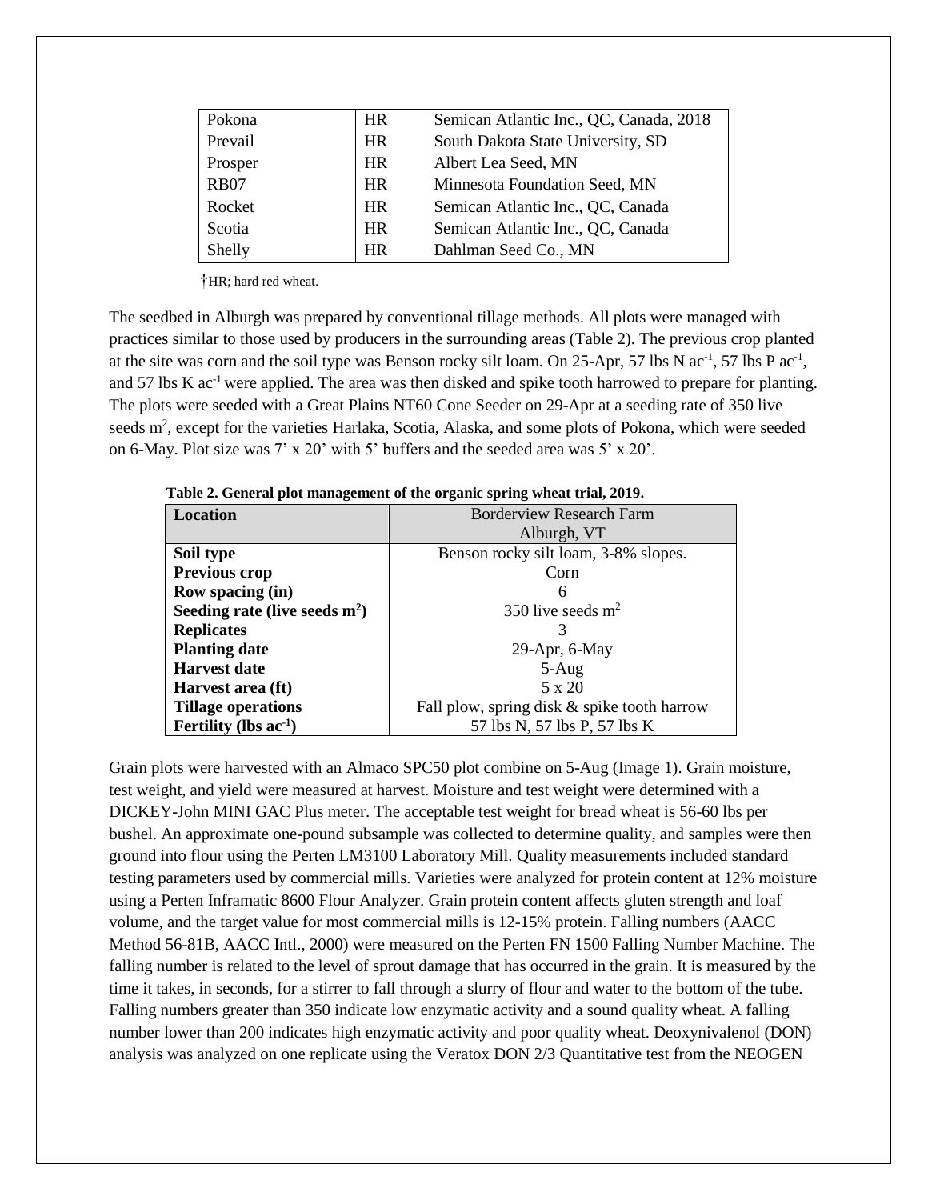| Pokona | HR | Semican Atlantic Inc., QC, Canada, 2018 |
|---|---|---|
| Prevail | HR | South Dakota State University, SD |
| Prosper | HR | Albert Lea Seed, MN |
| RB07 | HR | Minnesota Foundation Seed, MN |
| Rocket | HR | Semican Atlantic Inc., QC, Canada |
| Scotia | HR | Semican Atlantic Inc., QC, Canada |
| Shelly | HR | Dahlman Seed Co., MN |

†HR; hard red wheat.

The seedbed in Alburgh was prepared by conventional tillage methods. All plots were managed with practices similar to those used by producers in the surrounding areas (Table 2). The previous crop planted at the site was corn and the soil type was Benson rocky silt loam. On 25-Apr, 57 lbs N $ac^{-1}$, 57 lbs P $ac^{-1}$, and 57 lbs K $ac^{-1}$ were applied. The area was then disked and spike tooth harrowed to prepare for planting. The plots were seeded with a Great Plains NT60 Cone Seeder on 29-Apr at a seeding rate of 350 live seeds $m^2$, except for the varieties Harlaka, Scotia, Alaska, and some plots of Pokona, which were seeded on 6-May. Plot size was 7' x 20' with 5' buffers and the seeded area was 5' x 20'.

**Table 2. General plot management of the organic spring wheat trial, 2019.**

| **Location** | Borderview Research Farm Alburgh, VT |
|---|---|
| **Soil type** | Benson rocky silt loam, 3-8% slopes. |
| **Previous crop** | Corn |
| **Row spacing (in)** | 6 |
| **Seeding rate (live seeds $m^2$)** | 350 live seeds $m^2$ |
| **Replicates** | 3 |
| **Planting date** | 29-Apr, 6-May |
| **Harvest date** | 5-Aug |
| **Harvest area (ft)** | 5 x 20 |
| **Tillage operations** | Fall plow, spring disk & spike tooth harrow |
| **Fertility (lbs $ac^{-1}$)** | 57 lbs N, 57 lbs P, 57 lbs K |

Grain plots were harvested with an Almaco SPC50 plot combine on 5-Aug (Image 1). Grain moisture, test weight, and yield were measured at harvest. Moisture and test weight were determined with a DICKEY-John MINI GAC Plus meter. The acceptable test weight for bread wheat is 56-60 lbs per bushel. An approximate one-pound subsample was collected to determine quality, and samples were then ground into flour using the Perten LM3100 Laboratory Mill. Quality measurements included standard testing parameters used by commercial mills. Varieties were analyzed for protein content at 12% moisture using a Perten Inframatic 8600 Flour Analyzer. Grain protein content affects gluten strength and loaf volume, and the target value for most commercial mills is 12-15% protein. Falling numbers (AACC Method 56-81B, AACC Intl., 2000) were measured on the Perten FN 1500 Falling Number Machine. The falling number is related to the level of sprout damage that has occurred in the grain. It is measured by the time it takes, in seconds, for a stirrer to fall through a slurry of flour and water to the bottom of the tube. Falling numbers greater than 350 indicate low enzymatic activity and a sound quality wheat. A falling number lower than 200 indicates high enzymatic activity and poor quality wheat. Deoxynivalenol (DON) analysis was analyzed on one replicate using the Veratox DON 2/3 Quantitative test from the NEOGEN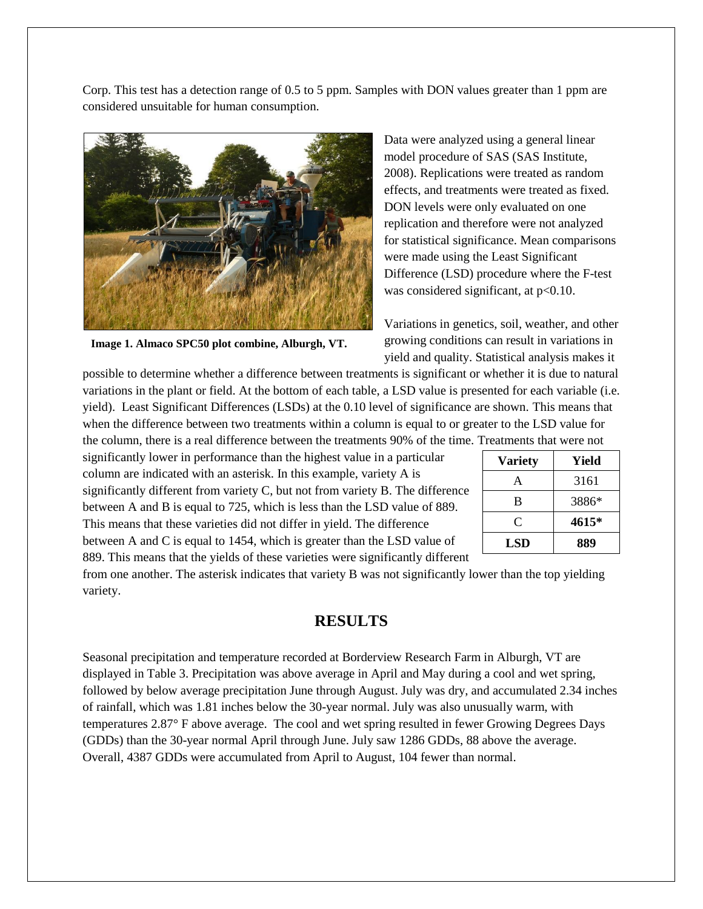Corp. This test has a detection range of 0.5 to 5 ppm. Samples with DON values greater than 1 ppm are considered unsuitable for human consumption.

**Image 1. Almaco SPC50 plot combine, Alburgh, VT.**

Data were analyzed using a general linear model procedure of SAS (SAS Institute, 2008). Replications were treated as random effects, and treatments were treated as fixed. DON levels were only evaluated on one replication and therefore were not analyzed for statistical significance. Mean comparisons were made using the Least Significant Difference (LSD) procedure where the F-test was considered significant, at $p<0.10$.

Variations in genetics, soil, weather, and other growing conditions can result in variations in yield and quality. Statistical analysis makes it possible to determine whether a difference between treatments is significant or whether it is due to natural variations in the plant or field. At the bottom of each table, a LSD value is presented for each variable (i.e. yield). Least Significant Differences (LSDs) at the 0.10 level of significance are shown. This means that when the difference between two treatments within a column is equal to or greater to the LSD value for the column, there is a real difference between the treatments 90% of the time. Treatments that were not significantly lower in performance than the highest value in a particular column are indicated with an asterisk. In this example, variety A is significantly different from variety C, but not from variety B. The difference between A and B is equal to 725, which is less than the LSD value of 889. This means that these varieties did not differ in yield. The difference between A and C is equal to 1454, which is greater than the LSD value of 889. This means that the yields of these varieties were significantly different from one another. The asterisk indicates that variety B was not significantly lower than the top yielding variety.

| Variety | Yield |
|---|---|
| A | 3161 |
| B | 3886* |
| C | **4615*** |
| **LSD** | **889** |

## RESULTS

Seasonal precipitation and temperature recorded at Borderview Research Farm in Alburgh, VT are displayed in Table 3. Precipitation was above average in April and May during a cool and wet spring, followed by below average precipitation June through August. July was dry, and accumulated 2.34 inches of rainfall, which was 1.81 inches below the 30-year normal. July was also unusually warm, with temperatures 2.87° F above average. The cool and wet spring resulted in fewer Growing Degrees Days (GDDs) than the 30-year normal April through June. July saw 1286 GDDs, 88 above the average. Overall, 4387 GDDs were accumulated from April to August, 104 fewer than normal.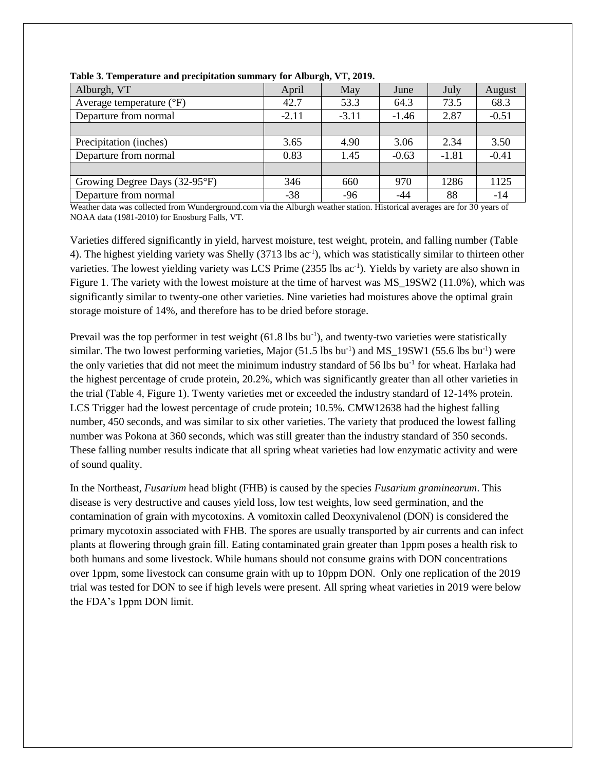**Table 3. Temperature and precipitation summary for Alburgh, VT, 2019.**

| Alburgh, VT | April | May | June | July | August |
|---|---|---|---|---|---|
| Average temperature (°F) | 42.7 | 53.3 | 64.3 | 73.5 | 68.3 |
| Departure from normal | -2.11 | -3.11 | -1.46 | 2.87 | -0.51 |
| | | | | | |
| Precipitation (inches) | 3.65 | 4.90 | 3.06 | 2.34 | 3.50 |
| Departure from normal | 0.83 | 1.45 | -0.63 | -1.81 | -0.41 |
| | | | | | |
| Growing Degree Days (32-95°F) | 346 | 660 | 970 | 1286 | 1125 |
| Departure from normal | -38 | -96 | -44 | 88 | -14 |

Weather data was collected from Wunderground.com via the Alburgh weather station. Historical averages are for 30 years of NOAA data (1981-2010) for Enosburg Falls, VT.

Varieties differed significantly in yield, harvest moisture, test weight, protein, and falling number (Table 4). The highest yielding variety was Shelly (3713 lbs $ac^{-1}$), which was statistically similar to thirteen other varieties. The lowest yielding variety was LCS Prime (2355 lbs $ac^{-1}$). Yields by variety are also shown in Figure 1. The variety with the lowest moisture at the time of harvest was MS_19SW2 (11.0%), which was significantly similar to twenty-one other varieties. Nine varieties had moistures above the optimal grain storage moisture of 14%, and therefore has to be dried before storage.

Prevail was the top performer in test weight (61.8 lbs $bu^{-1}$), and twenty-two varieties were statistically similar. The two lowest performing varieties, Major (51.5 lbs $bu^{-1}$) and MS_19SW1 (55.6 lbs $bu^{-1}$) were the only varieties that did not meet the minimum industry standard of 56 lbs $bu^{-1}$ for wheat. Harlaka had the highest percentage of crude protein, 20.2%, which was significantly greater than all other varieties in the trial (Table 4, Figure 1). Twenty varieties met or exceeded the industry standard of 12-14% protein. LCS Trigger had the lowest percentage of crude protein; 10.5%. CMW12638 had the highest falling number, 450 seconds, and was similar to six other varieties. The variety that produced the lowest falling number was Pokona at 360 seconds, which was still greater than the industry standard of 350 seconds. These falling number results indicate that all spring wheat varieties had low enzymatic activity and were of sound quality.

In the Northeast, *Fusarium* head blight (FHB) is caused by the species *Fusarium graminearum*. This disease is very destructive and causes yield loss, low test weights, low seed germination, and the contamination of grain with mycotoxins. A vomitoxin called Deoxynivalenol (DON) is considered the primary mycotoxin associated with FHB. The spores are usually transported by air currents and can infect plants at flowering through grain fill. Eating contaminated grain greater than 1ppm poses a health risk to both humans and some livestock. While humans should not consume grains with DON concentrations over 1ppm, some livestock can consume grain with up to 10ppm DON. Only one replication of the 2019 trial was tested for DON to see if high levels were present. All spring wheat varieties in 2019 were below the FDA's 1ppm DON limit.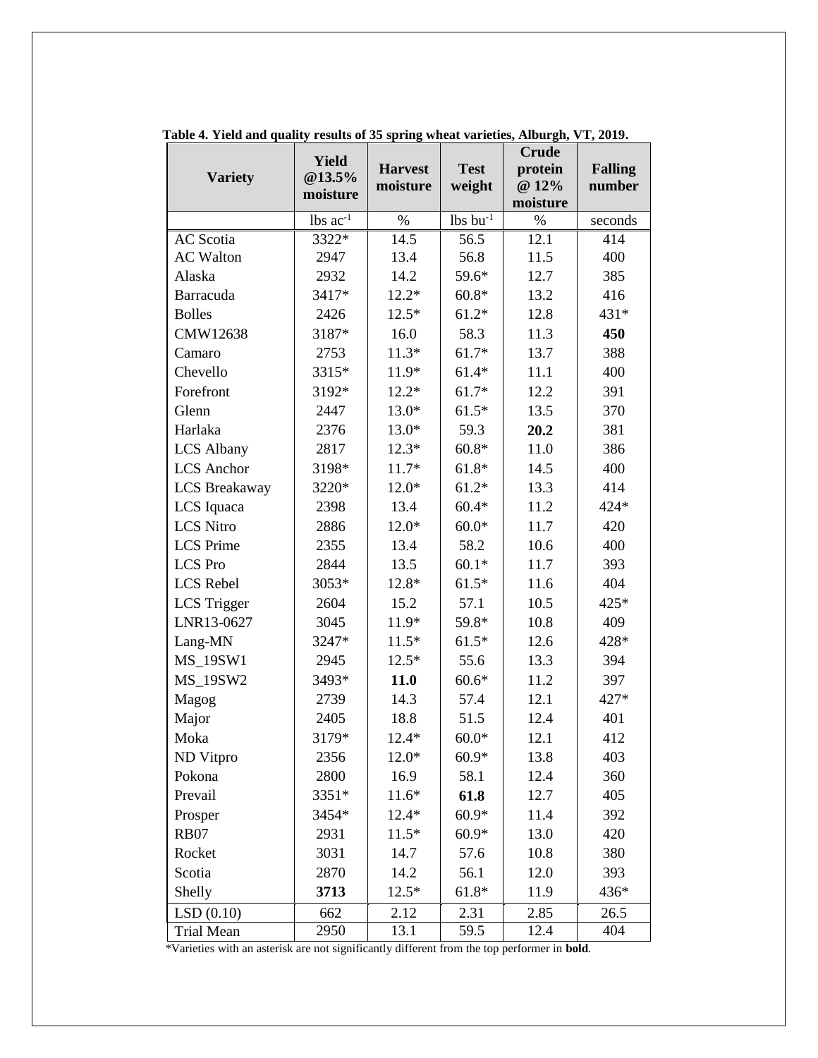**Table 4. Yield and quality results of 35 spring wheat varieties, Alburgh, VT, 2019.**

| Variety | Yield @13.5% moisture | Harvest moisture | Test weight | Crude protein @ 12% moisture | Falling number |
|---|---|---|---|---|---|
| | lbs $ac^{-1}$ | % | lbs $bu^{-1}$ | % | seconds |
| AC Scotia | 3322* | 14.5 | 56.5 | 12.1 | 414 |
| AC Walton | 2947 | 13.4 | 56.8 | 11.5 | 400 |
| Alaska | 2932 | 14.2 | 59.6* | 12.7 | 385 |
| Barracuda | 3417* | 12.2* | 60.8* | 13.2 | 416 |
| Bolles | 2426 | 12.5* | 61.2* | 12.8 | 431* |
| CMW12638 | 3187* | 16.0 | 58.3 | 11.3 | **450** |
| Camaro | 2753 | 11.3* | 61.7* | 13.7 | 388 |
| Chevello | 3315* | 11.9* | 61.4* | 11.1 | 400 |
| Forefront | 3192* | 12.2* | 61.7* | 12.2 | 391 |
| Glenn | 2447 | 13.0* | 61.5* | 13.5 | 370 |
| Harlaka | 2376 | 13.0* | 59.3 | **20.2** | 381 |
| LCS Albany | 2817 | 12.3* | 60.8* | 11.0 | 386 |
| LCS Anchor | 3198* | 11.7* | 61.8* | 14.5 | 400 |
| LCS Breakaway | 3220* | 12.0* | 61.2* | 13.3 | 414 |
| LCS Iquaca | 2398 | 13.4 | 60.4* | 11.2 | 424* |
| LCS Nitro | 2886 | 12.0* | 60.0* | 11.7 | 420 |
| LCS Prime | 2355 | 13.4 | 58.2 | 10.6 | 400 |
| LCS Pro | 2844 | 13.5 | 60.1* | 11.7 | 393 |
| LCS Rebel | 3053* | 12.8* | 61.5* | 11.6 | 404 |
| LCS Trigger | 2604 | 15.2 | 57.1 | 10.5 | 425* |
| LNR13-0627 | 3045 | 11.9* | 59.8* | 10.8 | 409 |
| Lang-MN | 3247* | 11.5* | 61.5* | 12.6 | 428* |
| MS_19SW1 | 2945 | 12.5* | 55.6 | 13.3 | 394 |
| MS_19SW2 | 3493* | **11.0** | 60.6* | 11.2 | 397 |
| Magog | 2739 | 14.3 | 57.4 | 12.1 | 427* |
| Major | 2405 | 18.8 | 51.5 | 12.4 | 401 |
| Moka | 3179* | 12.4* | 60.0* | 12.1 | 412 |
| ND Vitpro | 2356 | 12.0* | 60.9* | 13.8 | 403 |
| Pokona | 2800 | 16.9 | 58.1 | 12.4 | 360 |
| Prevail | 3351* | 11.6* | **61.8** | 12.7 | 405 |
| Prosper | 3454* | 12.4* | 60.9* | 11.4 | 392 |
| RB07 | 2931 | 11.5* | 60.9* | 13.0 | 420 |
| Rocket | 3031 | 14.7 | 57.6 | 10.8 | 380 |
| Scotia | 2870 | 14.2 | 56.1 | 12.0 | 393 |
| Shelly | **3713** | 12.5* | 61.8* | 11.9 | 436* |
| LSD (0.10) | 662 | 2.12 | 2.31 | 2.85 | 26.5 |
| Trial Mean | 2950 | 13.1 | 59.5 | 12.4 | 404 |

*Varieties with an asterisk are not significantly different from the top performer in **bold**.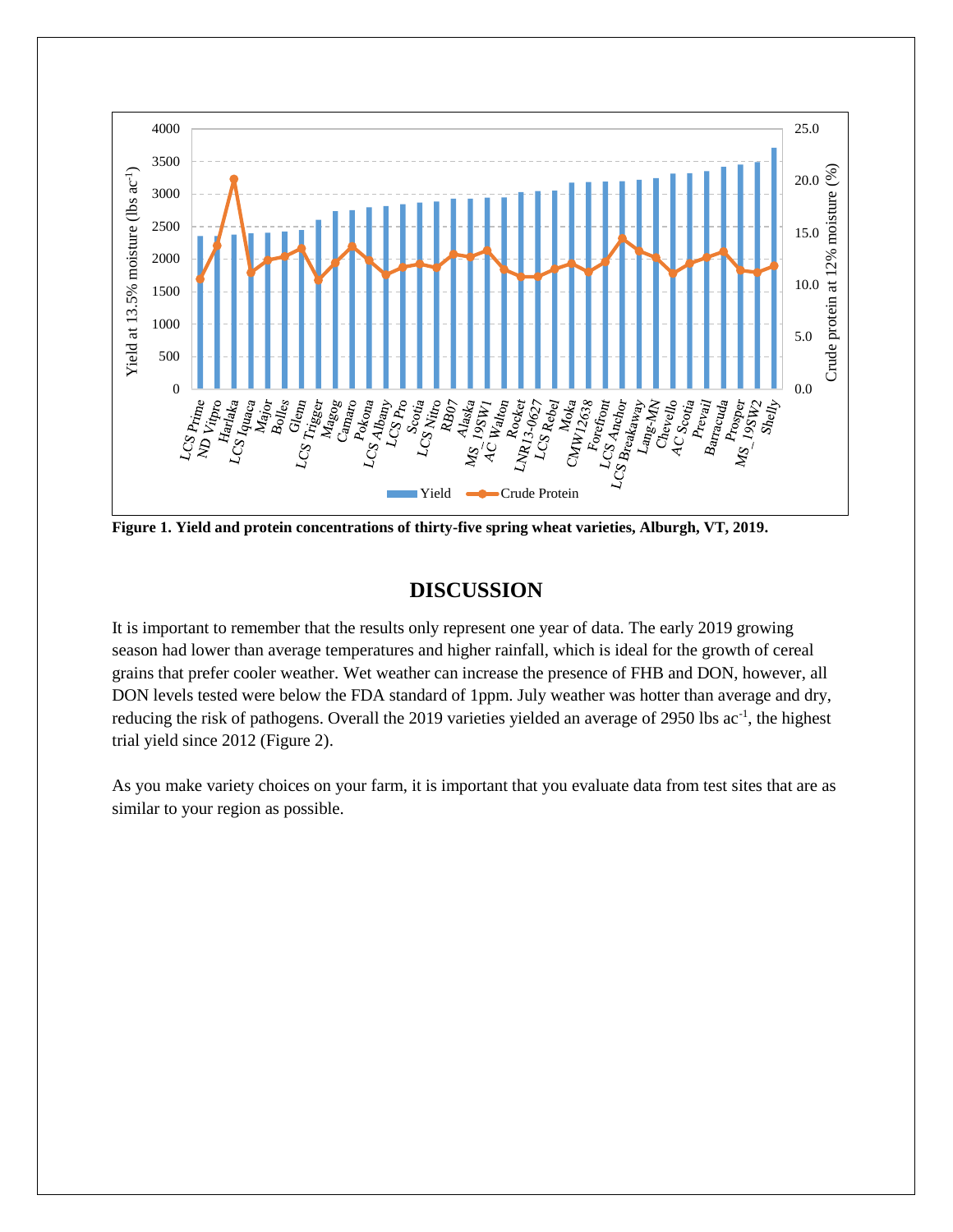**Figure 1. Yield and protein concentrations of thirty-five spring wheat varieties, Alburgh, VT, 2019.**

# DISCUSSION

It is important to remember that the results only represent one year of data. The early 2019 growing season had lower than average temperatures and higher rainfall, which is ideal for the growth of cereal grains that prefer cooler weather. Wet weather can increase the presence of FHB and DON, however, all DON levels tested were below the FDA standard of 1ppm. July weather was hotter than average and dry, reducing the risk of pathogens. Overall the 2019 varieties yielded an average of 2950 lbs $ac^{-1}$, the highest trial yield since 2012 (Figure 2).

As you make variety choices on your farm, it is important that you evaluate data from test sites that are as similar to your region as possible.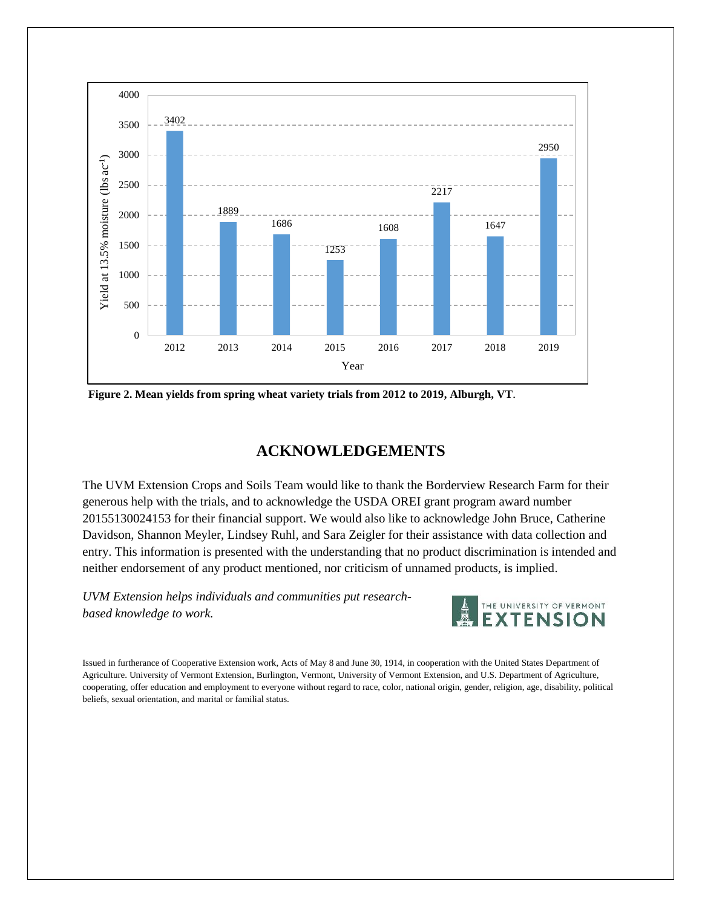4000

3500

3000

2500

2000

1500

1000

500

0

Yield at 13.5% moisture (lbs ac$^{-1}$)

3402

1889

1686

1253

1608

2217

1647

2950

2012 2013 2014 2015 2016 2017 2018 2019

Year

**Figure 2. Mean yields from spring wheat variety trials from 2012 to 2019, Alburgh, VT**.

## ACKNOWLEDGEMENTS

The UVM Extension Crops and Soils Team would like to thank the Borderview Research Farm for their generous help with the trials, and to acknowledge the USDA OREI grant program award number 20155130024153 for their financial support. We would also like to acknowledge John Bruce, Catherine Davidson, Shannon Meyler, Lindsey Ruhl, and Sara Zeigler for their assistance with data collection and entry. This information is presented with the understanding that no product discrimination is intended and neither endorsement of any product mentioned, nor criticism of unnamed products, is implied.

*UVM Extension helps individuals and communities put research-based knowledge to work.*

THE UNIVERSITY OF VERMONT EXTENSION

Issued in furtherance of Cooperative Extension work, Acts of May 8 and June 30, 1914, in cooperation with the United States Department of Agriculture. University of Vermont Extension, Burlington, Vermont, University of Vermont Extension, and U.S. Department of Agriculture, cooperating, offer education and employment to everyone without regard to race, color, national origin, gender, religion, age, disability, political beliefs, sexual orientation, and marital or familial status.